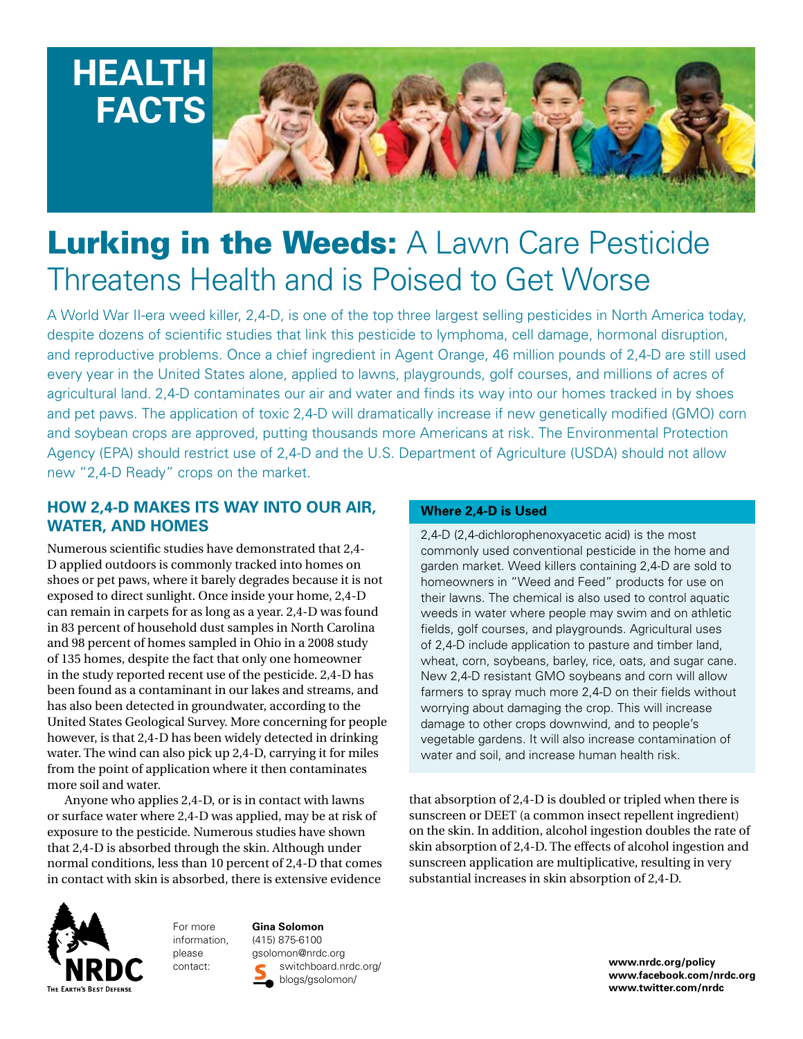# HEALTH FACTS

# Lurking in the Weeds: A Lawn Care Pesticide Threatens Health and is Poised to Get Worse

A World War II-era weed killer, 2,4-D, is one of the top three largest selling pesticides in North America today, despite dozens of scientific studies that link this pesticide to lymphoma, cell damage, hormonal disruption, and reproductive problems. Once a chief ingredient in Agent Orange, 46 million pounds of 2,4-D are still used every year in the United States alone, applied to lawns, playgrounds, golf courses, and millions of acres of agricultural land. 2,4-D contaminates our air and water and finds its way into our homes tracked in by shoes and pet paws. The application of toxic 2,4-D will dramatically increase if new genetically modified (GMO) corn and soybean crops are approved, putting thousands more Americans at risk. The Environmental Protection Agency (EPA) should restrict use of 2,4-D and the U.S. Department of Agriculture (USDA) should not allow new "2,4-D Ready" crops on the market.

## HOW 2,4-D MAKES ITS WAY INTO OUR AIR, WATER, AND HOMES

Numerous scientific studies have demonstrated that 2,4-D applied outdoors is commonly tracked into homes on shoes or pet paws, where it barely degrades because it is not exposed to direct sunlight. Once inside your home, 2,4-D can remain in carpets for as long as a year. 2,4-D was found in 83 percent of household dust samples in North Carolina and 98 percent of homes sampled in Ohio in a 2008 study of 135 homes, despite the fact that only one homeowner in the study reported recent use of the pesticide. 2,4-D has been found as a contaminant in our lakes and streams, and has also been detected in groundwater, according to the United States Geological Survey. More concerning for people however, is that 2,4-D has been widely detected in drinking water. The wind can also pick up 2,4-D, carrying it for miles from the point of application where it then contaminates more soil and water.

Anyone who applies 2,4-D, or is in contact with lawns or surface water where 2,4-D was applied, may be at risk of exposure to the pesticide. Numerous studies have shown that 2,4-D is absorbed through the skin. Although under normal conditions, less than 10 percent of 2,4-D that comes in contact with skin is absorbed, there is extensive evidence that absorption of 2,4-D is doubled or tripled when there is sunscreen or DEET (a common insect repellent ingredient) on the skin. In addition, alcohol ingestion doubles the rate of skin absorption of 2,4-D. The effects of alcohol ingestion and sunscreen application are multiplicative, resulting in very substantial increases in skin absorption of 2,4-D.

### Where 2,4-D is Used

2,4-D (2,4-dichlorophenoxyacetic acid) is the most commonly used conventional pesticide in the home and garden market. Weed killers containing 2,4-D are sold to homeowners in "Weed and Feed" products for use on their lawns. The chemical is also used to control aquatic weeds in water where people may swim and on athletic fields, golf courses, and playgrounds. Agricultural uses of 2,4-D include application to pasture and timber land, wheat, corn, soybeans, barley, rice, oats, and sugar cane. New 2,4-D resistant GMO soybeans and corn will allow farmers to spray much more 2,4-D on their fields without worrying about damaging the crop. This will increase damage to other crops downwind, and to people's vegetable gardens. It will also increase contamination of water and soil, and increase human health risk.

NRDC
THE EARTH'S BEST DEFENSE

For more information, please contact:

**Gina Solomon**
(415) 875-6100
gsolomon@nrdc.org
switchboard.nrdc.org/blogs/gsolomon/

**www.nrdc.org/policy**
**www.facebook.com/nrdc.org**
**www.twitter.com/nrdc**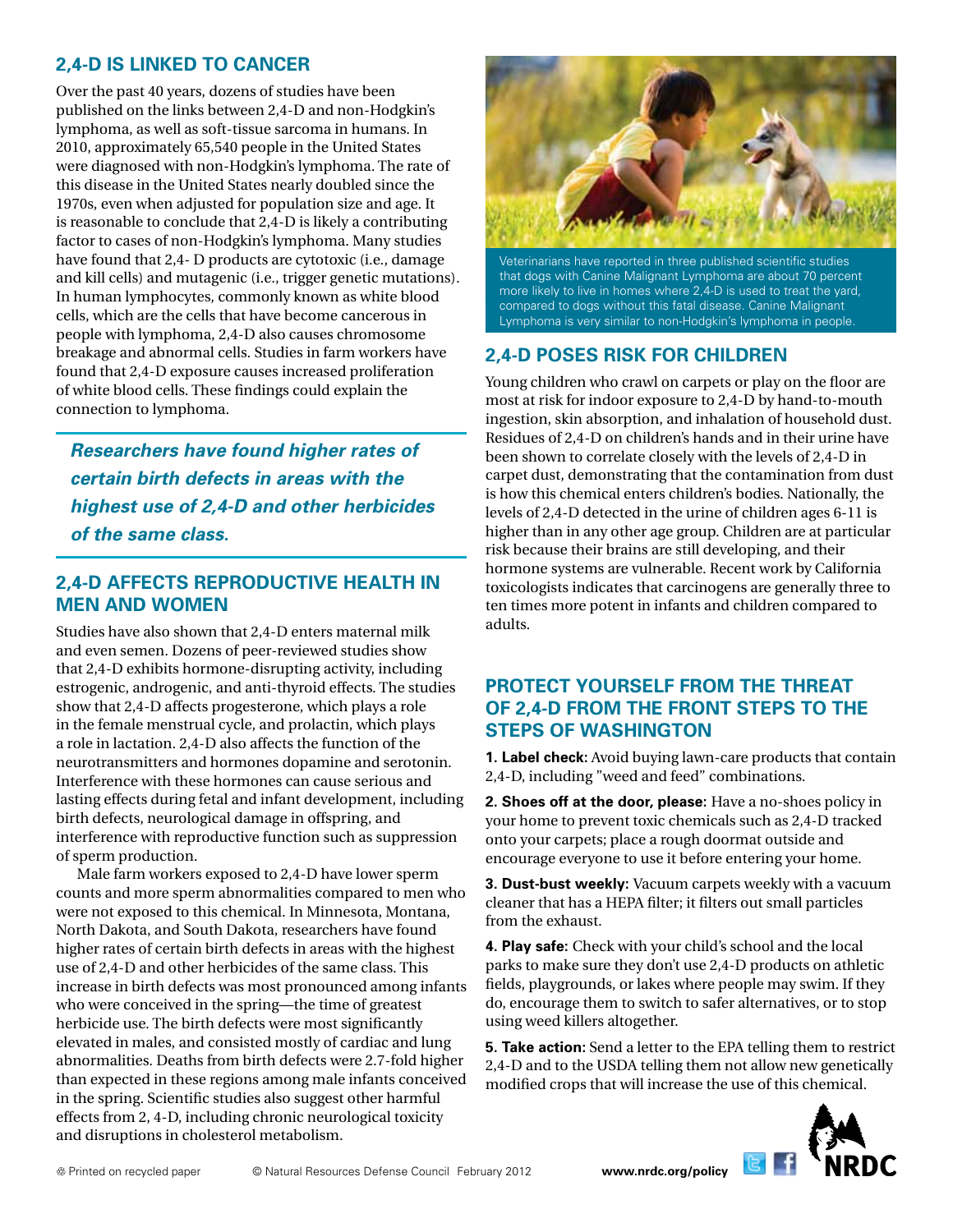## 2,4-D IS LINKED TO CANCER

Over the past 40 years, dozens of studies have been published on the links between 2,4-D and non-Hodgkin's lymphoma, as well as soft-tissue sarcoma in humans. In 2010, approximately 65,540 people in the United States were diagnosed with non-Hodgkin's lymphoma. The rate of this disease in the United States nearly doubled since the 1970s, even when adjusted for population size and age. It is reasonable to conclude that 2,4-D is likely a contributing factor to cases of non-Hodgkin's lymphoma. Many studies have found that 2,4- D products are cytotoxic (i.e., damage and kill cells) and mutagenic (i.e., trigger genetic mutations). In human lymphocytes, commonly known as white blood cells, which are the cells that have become cancerous in people with lymphoma, 2,4-D also causes chromosome breakage and abnormal cells. Studies in farm workers have found that 2,4-D exposure causes increased proliferation of white blood cells. These findings could explain the connection to lymphoma.

***Researchers have found higher rates of certain birth defects in areas with the highest use of 2,4-D and other herbicides of the same class.***

## 2,4-D AFFECTS REPRODUCTIVE HEALTH IN MEN AND WOMEN

Studies have also shown that 2,4-D enters maternal milk and even semen. Dozens of peer-reviewed studies show that 2,4-D exhibits hormone-disrupting activity, including estrogenic, androgenic, and anti-thyroid effects. The studies show that 2,4-D affects progesterone, which plays a role in the female menstrual cycle, and prolactin, which plays a role in lactation. 2,4-D also affects the function of the neurotransmitters and hormones dopamine and serotonin. Interference with these hormones can cause serious and lasting effects during fetal and infant development, including birth defects, neurological damage in offspring, and interference with reproductive function such as suppression of sperm production.

Male farm workers exposed to 2,4-D have lower sperm counts and more sperm abnormalities compared to men who were not exposed to this chemical. In Minnesota, Montana, North Dakota, and South Dakota, researchers have found higher rates of certain birth defects in areas with the highest use of 2,4-D and other herbicides of the same class. This increase in birth defects was most pronounced among infants who were conceived in the spring—the time of greatest herbicide use. The birth defects were most significantly elevated in males, and consisted mostly of cardiac and lung abnormalities. Deaths from birth defects were 2.7-fold higher than expected in these regions among male infants conceived in the spring. Scientific studies also suggest other harmful effects from 2, 4-D, including chronic neurological toxicity and disruptions in cholesterol metabolism.

Veterinarians have reported in three published scientific studies that dogs with Canine Malignant Lymphoma are about 70 percent more likely to live in homes where 2,4-D is used to treat the yard, compared to dogs without this fatal disease. Canine Malignant Lymphoma is very similar to non-Hodgkin's lymphoma in people.

## 2,4-D POSES RISK FOR CHILDREN

Young children who crawl on carpets or play on the floor are most at risk for indoor exposure to 2,4-D by hand-to-mouth ingestion, skin absorption, and inhalation of household dust. Residues of 2,4-D on children's hands and in their urine have been shown to correlate closely with the levels of 2,4-D in carpet dust, demonstrating that the contamination from dust is how this chemical enters children's bodies. Nationally, the levels of 2,4-D detected in the urine of children ages 6-11 is higher than in any other age group. Children are at particular risk because their brains are still developing, and their hormone systems are vulnerable. Recent work by California toxicologists indicates that carcinogens are generally three to ten times more potent in infants and children compared to adults.

## PROTECT YOURSELF FROM THE THREAT OF 2,4-D FROM THE FRONT STEPS TO THE STEPS OF WASHINGTON

**1. Label check:** Avoid buying lawn-care products that contain 2,4-D, including "weed and feed" combinations.

**2. Shoes off at the door, please:** Have a no-shoes policy in your home to prevent toxic chemicals such as 2,4-D tracked onto your carpets; place a rough doormat outside and encourage everyone to use it before entering your home.

**3. Dust-bust weekly:** Vacuum carpets weekly with a vacuum cleaner that has a HEPA filter; it filters out small particles from the exhaust.

**4. Play safe:** Check with your child's school and the local parks to make sure they don't use 2,4-D products on athletic fields, playgrounds, or lakes where people may swim. If they do, encourage them to switch to safer alternatives, or to stop using weed killers altogether.

**5. Take action:** Send a letter to the EPA telling them to restrict 2,4-D and to the USDA telling them not allow new genetically modified crops that will increase the use of this chemical.

Printed on recycled paper © Natural Resources Defense Council February 2012 **www.nrdc.org/policy**